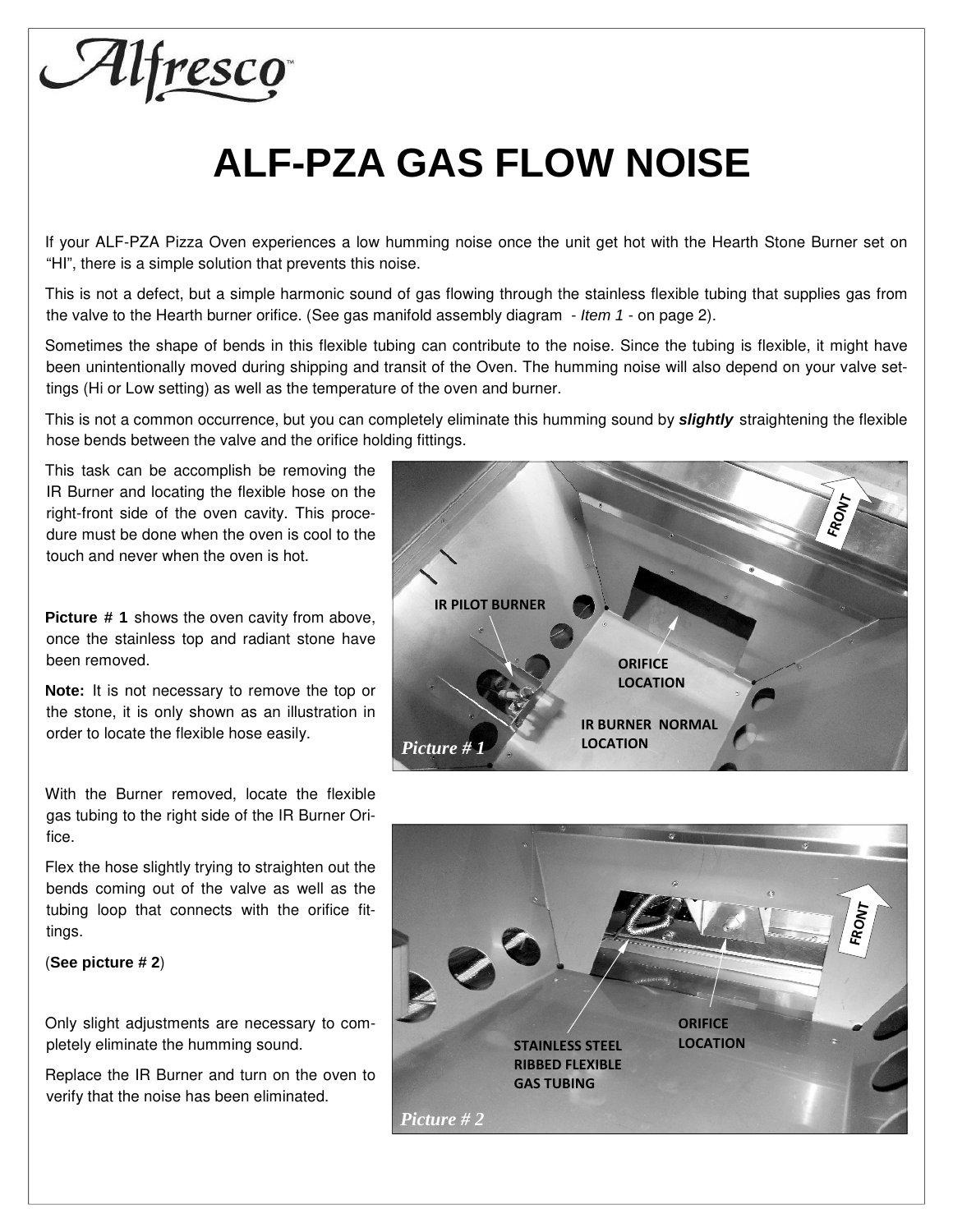Alfresco™

# ALF-PZA GAS FLOW NOISE

If your ALF-PZA Pizza Oven experiences a low humming noise once the unit get hot with the Hearth Stone Burner set on "HI", there is a simple solution that prevents this noise.

This is not a defect, but a simple harmonic sound of gas flowing through the stainless flexible tubing that supplies gas from the valve to the Hearth burner orifice. (See gas manifold assembly diagram - *Item 1* - on page 2).

Sometimes the shape of bends in this flexible tubing can contribute to the noise. Since the tubing is flexible, it might have been unintentionally moved during shipping and transit of the Oven. The humming noise will also depend on your valve settings (Hi or Low setting) as well as the temperature of the oven and burner.

This is not a common occurrence, but you can completely eliminate this humming sound by ***slightly*** straightening the flexible hose bends between the valve and the orifice holding fittings.

This task can be accomplish be removing the IR Burner and locating the flexible hose on the right-front side of the oven cavity. This procedure must be done when the oven is cool to the touch and never when the oven is hot.

**Picture # 1** shows the oven cavity from above, once the stainless top and radiant stone have been removed.

**Note:** It is not necessary to remove the top or the stone, it is only shown as an illustration in order to locate the flexible hose easily.

FRONT

IR PILOT BURNER

ORIFICE LOCATION

IR BURNER NORMAL LOCATION

*Picture # 1*

With the Burner removed, locate the flexible gas tubing to the right side of the IR Burner Orifice.

Flex the hose slightly trying to straighten out the bends coming out of the valve as well as the tubing loop that connects with the orifice fittings.

(**See picture # 2**)

Only slight adjustments are necessary to completely eliminate the humming sound.

Replace the IR Burner and turn on the oven to verify that the noise has been eliminated.

FRONT

ORIFICE LOCATION

STAINLESS STEEL RIBBED FLEXIBLE GAS TUBING

*Picture # 2*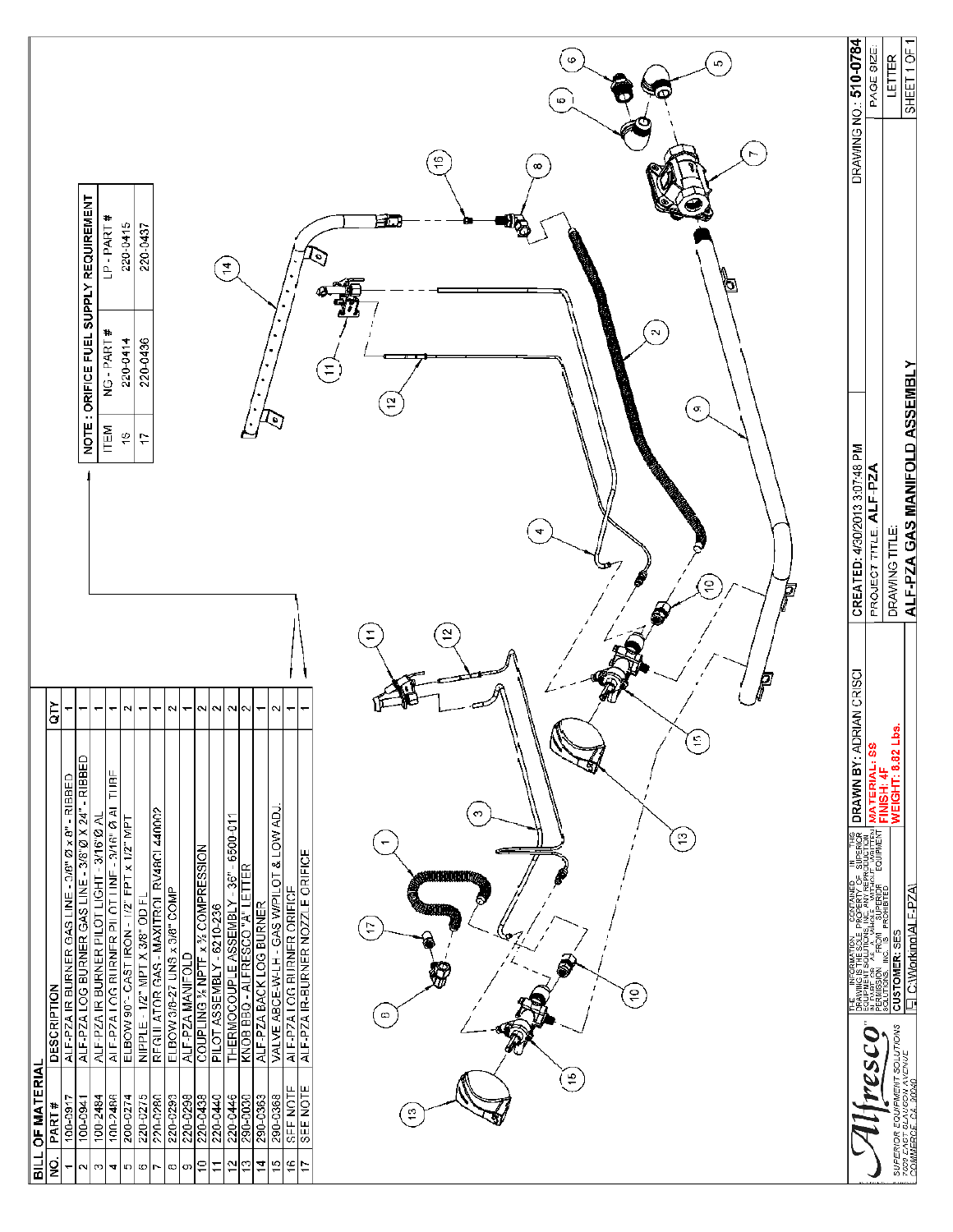## BILL OF MATERIAL

| NO. | PART # | DESCRIPTION | QTY |
|---|---|---|---|
| 1 | 100-0917 | ALF-PZA IR BURNER GAS LINE - 3/8" Ø x 8" - RIBBED | 1 |
| 2 | 100-0941 | ALF-PZA LOG BURNER GAS LINE - 3/8" Ø X 24" - RIBBED | 1 |
| 3 | 100-2484 | ALF-PZA IR BURNER PILOT LIGHT - 3/16" Ø AL | 1 |
| 4 | 100-2488 | ALF-PZA LOG BURNER PILOT LINE - 3/16" Ø AL TUBE | 1 |
| 5 | 200-0274 | ELBOW 90° - CAST IRON - 1/2" FPT x 1/2" MPT | 2 |
| 6 | 220-0275 | NIPPLE - 1/2" MPT X 3/8" OD FL | 1 |
| 7 | 220-0280 | REGULATOR GAS - MAXITROL RV48CL 44002 | 1 |
| 8 | 220-0293 | ELBOW 3/8-27 UNS x 3/8" COMP | 2 |
| 9 | 220-0298 | ALF-PZA MANIFOLD | 1 |
| 10 | 220-0438 | COUPLING ⅜ NPTF x ⅜ COMPRESSION | 2 |
| 11 | 220-0440 | PILOT ASSEMBLY - 6210-236 | 2 |
| 12 | 220-0446 | THERMOCOUPLE ASSEMBLY - 36" - 6500-011 | 2 |
| 13 | 290-0030 | KNOB BBQ - ALFRESCO "A" LETTER | 2 |
| 14 | 290-0363 | ALF-PZA BACK LOG BURNER | 1 |
| 15 | 290-0368 | VALVE ABCE-W-LH - GAS W/PILOT & LOW ADJ. | 2 |
| 16 | SEE NOTE | ALF-PZA LOG BURNER ORIFICE | 1 |
| 17 | SEE NOTE | ALF-PZA IR-BURNER NOZZLE ORIFICE | 1 |

**NOTE : ORIFICE FUEL SUPPLY REQUIREMENT**

| ITEM | NG - PART # | LP - PART # |
|---|---|---|
| 16 | 220-0414 | 220-0415 |
| 17 | 220-0436 | 220-0437 |

1 2 3 4 5 6 7 8 9 10 11 12 13 14 15 16 17

Alfresco™

SUPERIOR EQUIPMENT SOLUTIONS
7020 EAST SLAUSON AVENUE
COMMERCE, CA 90040

THE INFORMATION CONTAINED IN THIS DRAWING IS THE SOLE PROPERTY OF SUPERIOR EQUIPMENT SOLUTIONS, INC. ANY REPRODUCTION IN PART OR AS A WHOLE WITHOUT THE WRITTEN PERMISSION FROM SUPERIOR EQUIPMENT SOLUTIONS, INC. IS PROHIBITED

DRAWN BY: ADRIAN CRISCI

**MATERIAL: SS**
**FINISH: 4F**
**WEIGHT: 8.82 Lbs.**

CUSTOMER: SES

C:\Working\ALF-PZA\

CREATED: 4/30/2013 3:07:48 PM

PROJECT TITLE: **ALF-PZA**

DRAWING TITLE:

**ALF-PZA GAS MANIFOLD ASSEMBLY**

DRAWING NO.: **510-0784**

PAGE SIZE: LETTER

SHEET 1 OF 1